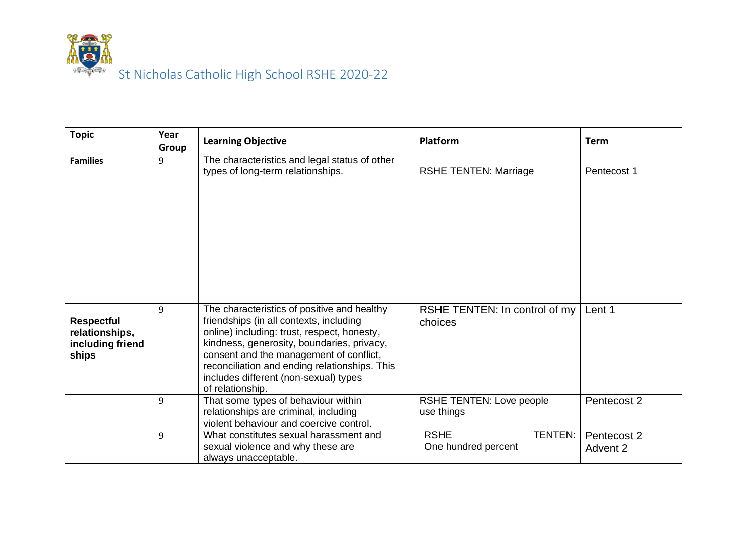# St Nicholas Catholic High School RSHE 2020-22

| Topic | Year Group | Learning Objective | Platform | Term |
| --- | --- | --- | --- | --- |
| **Families** | 9 | The characteristics and legal status of other types of long-term relationships. | RSHE TENTEN: Marriage | Pentecost 1 |
| **Respectful relationships, including friend ships** | 9 | The characteristics of positive and healthy friendships (in all contexts, including online) including: trust, respect, honesty, kindness, generosity, boundaries, privacy, consent and the management of conflict, reconciliation and ending relationships. This includes different (non-sexual) types of relationship. | RSHE TENTEN: In control of my choices | Lent 1 |
| | 9 | That some types of behaviour within relationships are criminal, including violent behaviour and coercive control. | RSHE TENTEN: Love people use things | Pentecost 2 |
| | 9 | What constitutes sexual harassment and sexual violence and why these are always unacceptable. | RSHE TENTEN: One hundred percent | Pentecost 2 Advent 2 |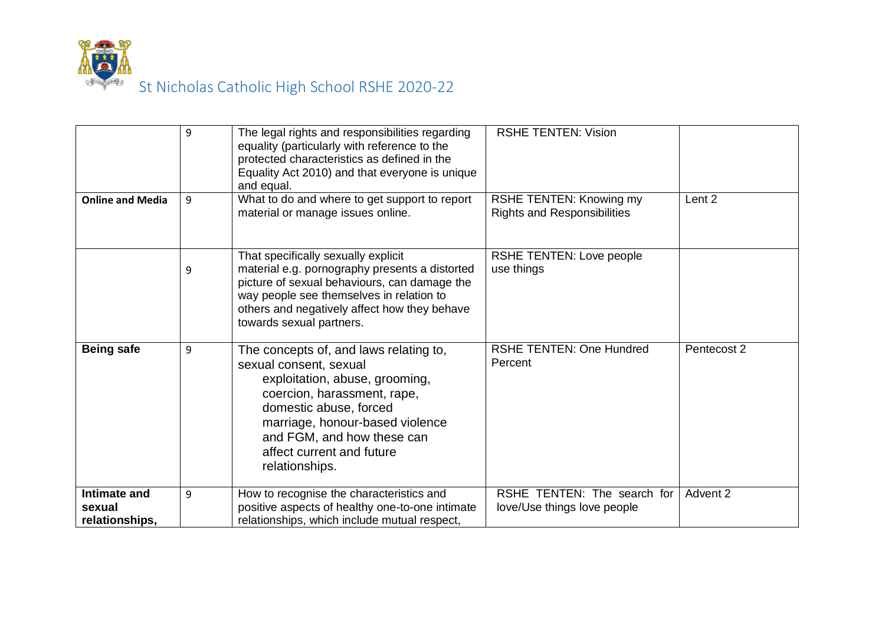St Nicholas Catholic High School RSHE 2020-22

| | | | | |
|---|---|---|---|---|
| | 9 | The legal rights and responsibilities regarding equality (particularly with reference to the protected characteristics as defined in the Equality Act 2010) and that everyone is unique and equal. | RSHE TENTEN: Vision | |
| **Online and Media** | 9 | What to do and where to get support to report material or manage issues online. | RSHE TENTEN: Knowing my Rights and Responsibilities | Lent 2 |
| | 9 | That specifically sexually explicit material e.g. pornography presents a distorted picture of sexual behaviours, can damage the way people see themselves in relation to others and negatively affect how they behave towards sexual partners. | RSHE TENTEN: Love people use things | |
| **Being safe** | 9 | The concepts of, and laws relating to, sexual consent, sexual exploitation, abuse, grooming, coercion, harassment, rape, domestic abuse, forced marriage, honour-based violence and FGM, and how these can affect current and future relationships. | RSHE TENTEN: One Hundred Percent | Pentecost 2 |
| **Intimate and sexual relationships,** | 9 | How to recognise the characteristics and positive aspects of healthy one-to-one intimate relationships, which include mutual respect, | RSHE TENTEN: The search for love/Use things love people | Advent 2 |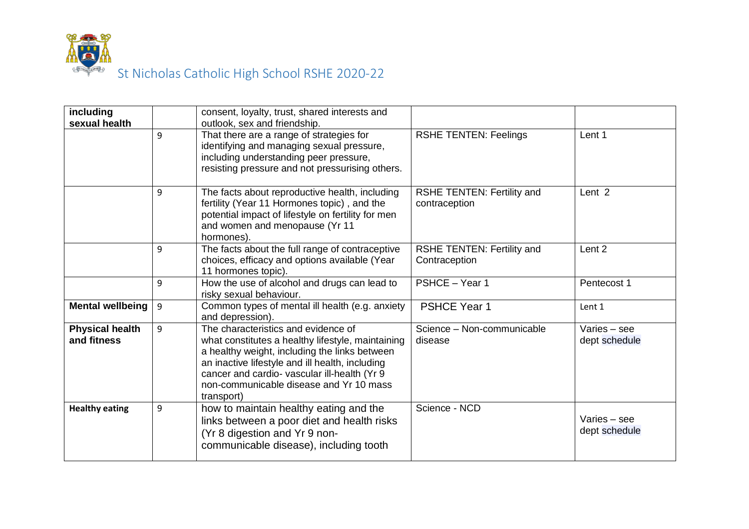St Nicholas Catholic High School RSHE 2020-22

| | | | | |
|---|---|---|---|---|
| **including sexual health** | | consent, loyalty, trust, shared interests and outlook, sex and friendship. | | |
| | 9 | That there are a range of strategies for identifying and managing sexual pressure, including understanding peer pressure, resisting pressure and not pressurising others. | RSHE TENTEN: Feelings | Lent 1 |
| | 9 | The facts about reproductive health, including fertility (Year 11 Hormones topic) , and the potential impact of lifestyle on fertility for men and women and menopause (Yr 11 hormones). | RSHE TENTEN: Fertility and contraception | Lent 2 |
| | 9 | The facts about the full range of contraceptive choices, efficacy and options available (Year 11 hormones topic). | RSHE TENTEN: Fertility and Contraception | Lent 2 |
| | 9 | How the use of alcohol and drugs can lead to risky sexual behaviour. | PSHCE – Year 1 | Pentecost 1 |
| **Mental wellbeing** | 9 | Common types of mental ill health (e.g. anxiety and depression). | PSHCE Year 1 | Lent 1 |
| **Physical health and fitness** | 9 | The characteristics and evidence of what constitutes a healthy lifestyle, maintaining a healthy weight, including the links between an inactive lifestyle and ill health, including cancer and cardio- vascular ill-health (Yr 9 non-communicable disease and Yr 10 mass transport) | Science – Non-communicable disease | Varies – see dept schedule |
| **Healthy eating** | 9 | how to maintain healthy eating and the links between a poor diet and health risks (Yr 8 digestion and Yr 9 non-communicable disease), including tooth | Science - NCD | Varies – see dept schedule |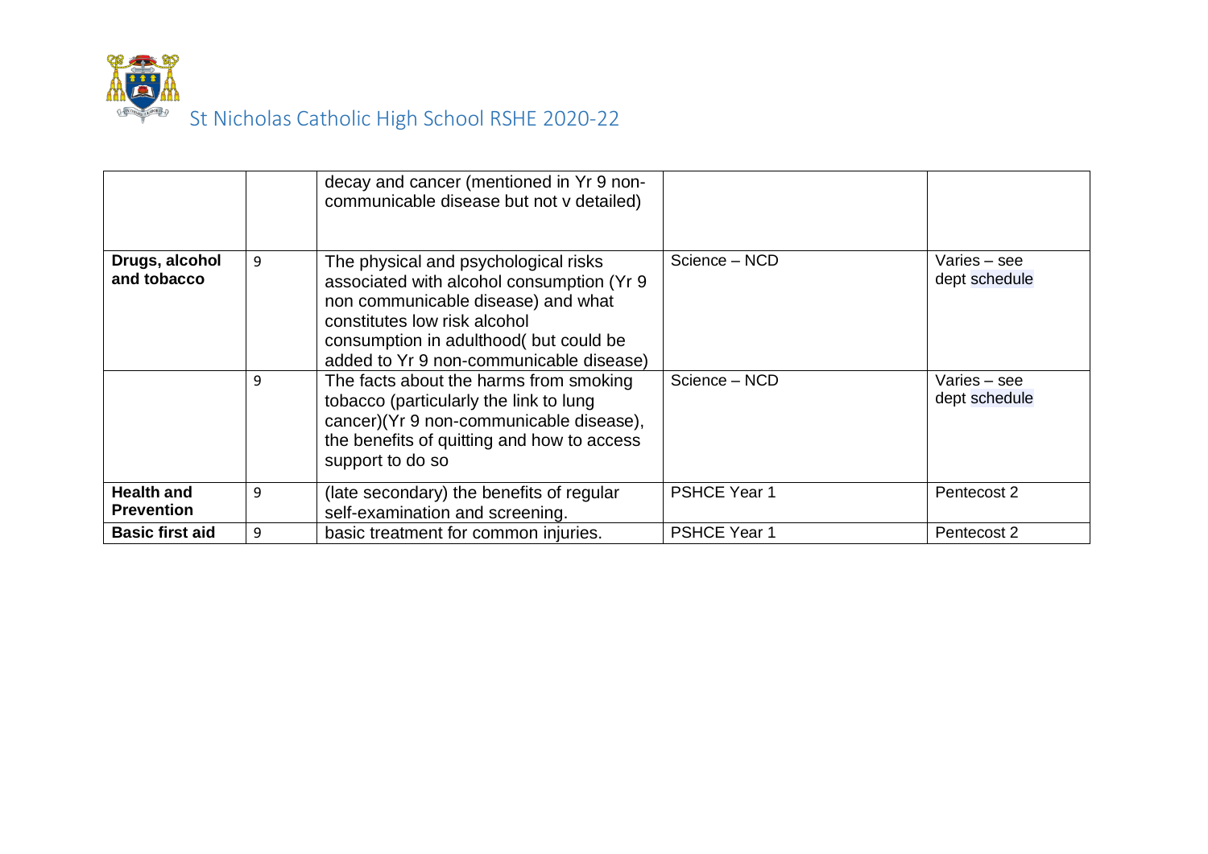| | | | | |
|---|---|---|---|---|
| | | decay and cancer (mentioned in Yr 9 non-communicable disease but not v detailed) | | |
| **Drugs, alcohol and tobacco** | 9 | The physical and psychological risks associated with alcohol consumption (Yr 9 non communicable disease) and what constitutes low risk alcohol consumption in adulthood( but could be added to Yr 9 non-communicable disease) | Science – NCD | Varies – see dept schedule |
| | 9 | The facts about the harms from smoking tobacco (particularly the link to lung cancer)(Yr 9 non-communicable disease), the benefits of quitting and how to access support to do so | Science – NCD | Varies – see dept schedule |
| **Health and Prevention** | 9 | (late secondary) the benefits of regular self-examination and screening. | PSHCE Year 1 | Pentecost 2 |
| **Basic first aid** | 9 | basic treatment for common injuries. | PSHCE Year 1 | Pentecost 2 |